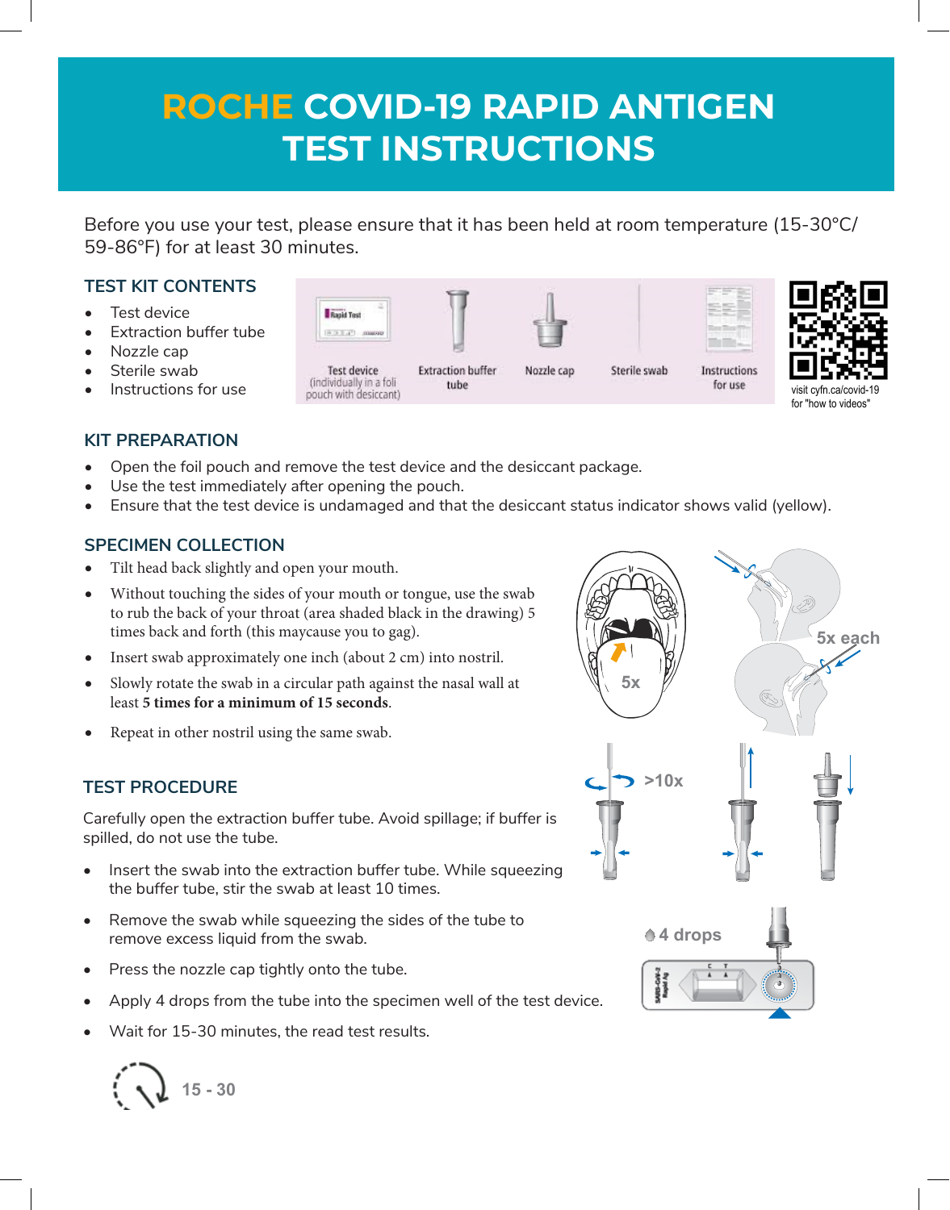# ROCHE COVID-19 RAPID ANTIGEN TEST INSTRUCTIONS

Before you use your test, please ensure that it has been held at room temperature (15-30°C/ 59-86°F) for at least 30 minutes.

## TEST KIT CONTENTS

- Test device
- Extraction buffer tube
- Nozzle cap
- Sterile swab
- Instructions for use

Test device (individually in a foli pouch with desiccant) | Extraction buffer tube | Nozzle cap | Sterile swab | Instructions for use

visit cyfn.ca/covid-19 for "how to videos"

## KIT PREPARATION

- Open the foil pouch and remove the test device and the desiccant package.
- Use the test immediately after opening the pouch.
- Ensure that the test device is undamaged and that the desiccant status indicator shows valid (yellow).

## SPECIMEN COLLECTION

- Tilt head back slightly and open your mouth.
- Without touching the sides of your mouth or tongue, use the swab to rub the back of your throat (area shaded black in the drawing) 5 times back and forth (this maycause you to gag).
- Insert swab approximately one inch (about 2 cm) into nostril.
- Slowly rotate the swab in a circular path against the nasal wall at least **5 times for a minimum of 15 seconds**.
- Repeat in other nostril using the same swab.

5x

5x each

## TEST PROCEDURE

Carefully open the extraction buffer tube. Avoid spillage; if buffer is spilled, do not use the tube.

- Insert the swab into the extraction buffer tube. While squeezing the buffer tube, stir the swab at least 10 times.
- Remove the swab while squeezing the sides of the tube to remove excess liquid from the swab.
- Press the nozzle cap tightly onto the tube.
- Apply 4 drops from the tube into the specimen well of the test device.
- Wait for 15-30 minutes, the read test results.

>10x

4 drops

15 - 30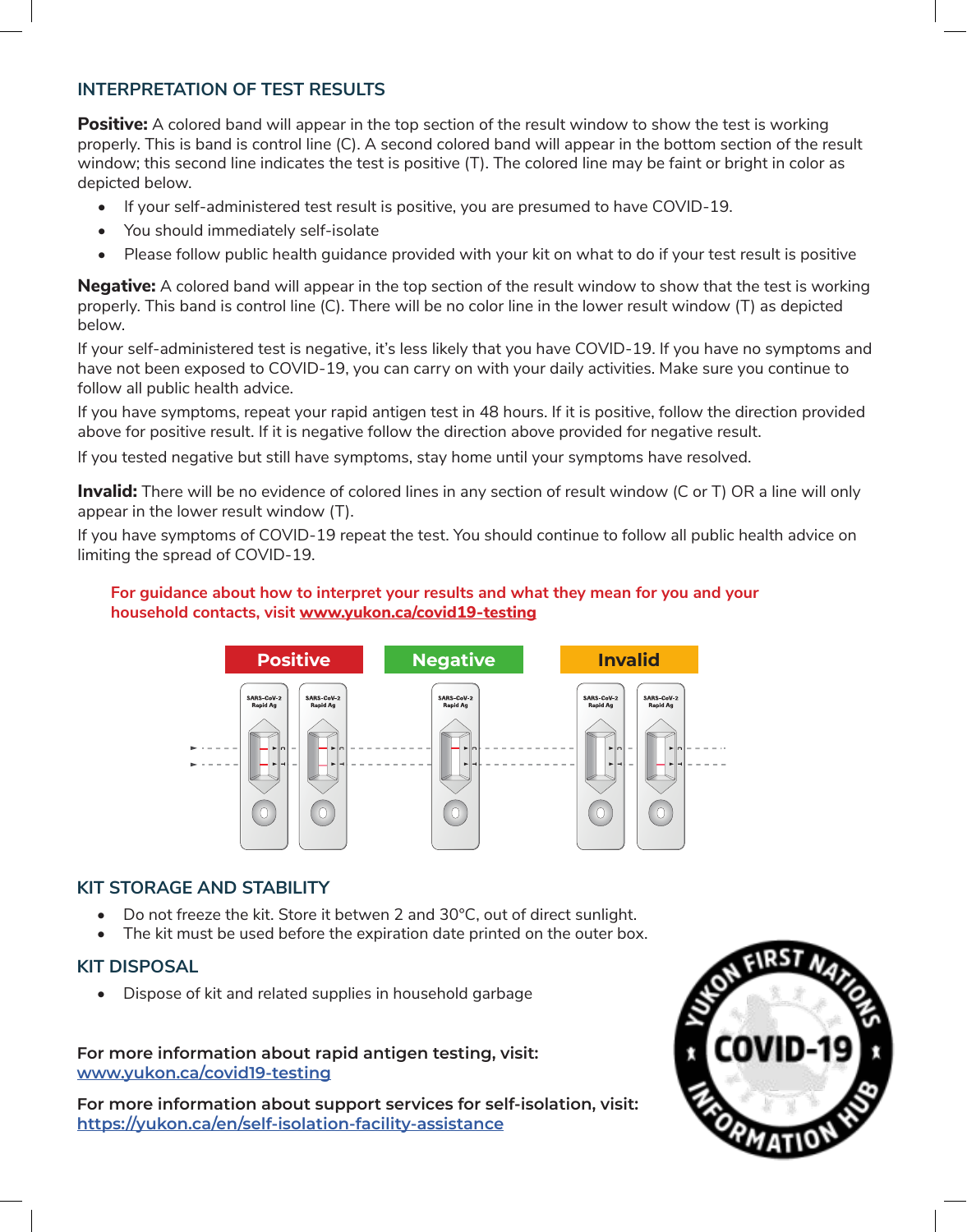## INTERPRETATION OF TEST RESULTS

**Positive:** A colored band will appear in the top section of the result window to show the test is working properly. This is band is control line (C). A second colored band will appear in the bottom section of the result window; this second line indicates the test is positive (T). The colored line may be faint or bright in color as depicted below.

- If your self-administered test result is positive, you are presumed to have COVID-19.
- You should immediately self-isolate
- Please follow public health guidance provided with your kit on what to do if your test result is positive

**Negative:** A colored band will appear in the top section of the result window to show that the test is working properly. This band is control line (C). There will be no color line in the lower result window (T) as depicted below.

If your self-administered test is negative, it's less likely that you have COVID-19. If you have no symptoms and have not been exposed to COVID-19, you can carry on with your daily activities. Make sure you continue to follow all public health advice.

If you have symptoms, repeat your rapid antigen test in 48 hours. If it is positive, follow the direction provided above for positive result. If it is negative follow the direction above provided for negative result.

If you tested negative but still have symptoms, stay home until your symptoms have resolved.

**Invalid:** There will be no evidence of colored lines in any section of result window (C or T) OR a line will only appear in the lower result window (T).

If you have symptoms of COVID-19 repeat the test. You should continue to follow all public health advice on limiting the spread of COVID-19.

**For guidance about how to interpret your results and what they mean for you and your household contacts, visit [www.yukon.ca/covid19-testing](http://www.yukon.ca/covid19-testing)**

Positive
Negative
Invalid
SARS-CoV-2 Rapid Ag
C
T

## KIT STORAGE AND STABILITY

- Do not freeze the kit. Store it betwen 2 and 30°C, out of direct sunlight.
- The kit must be used before the expiration date printed on the outer box.

## KIT DISPOSAL

- Dispose of kit and related supplies in household garbage

**For more information about rapid antigen testing, visit:**
[www.yukon.ca/covid19-testing](http://www.yukon.ca/covid19-testing)

**For more information about support services for self-isolation, visit:**
[https://yukon.ca/en/self-isolation-facility-assistance](https://yukon.ca/en/self-isolation-facility-assistance)

YUKON FIRST NATIONS COVID-19 INFORMATION HUB